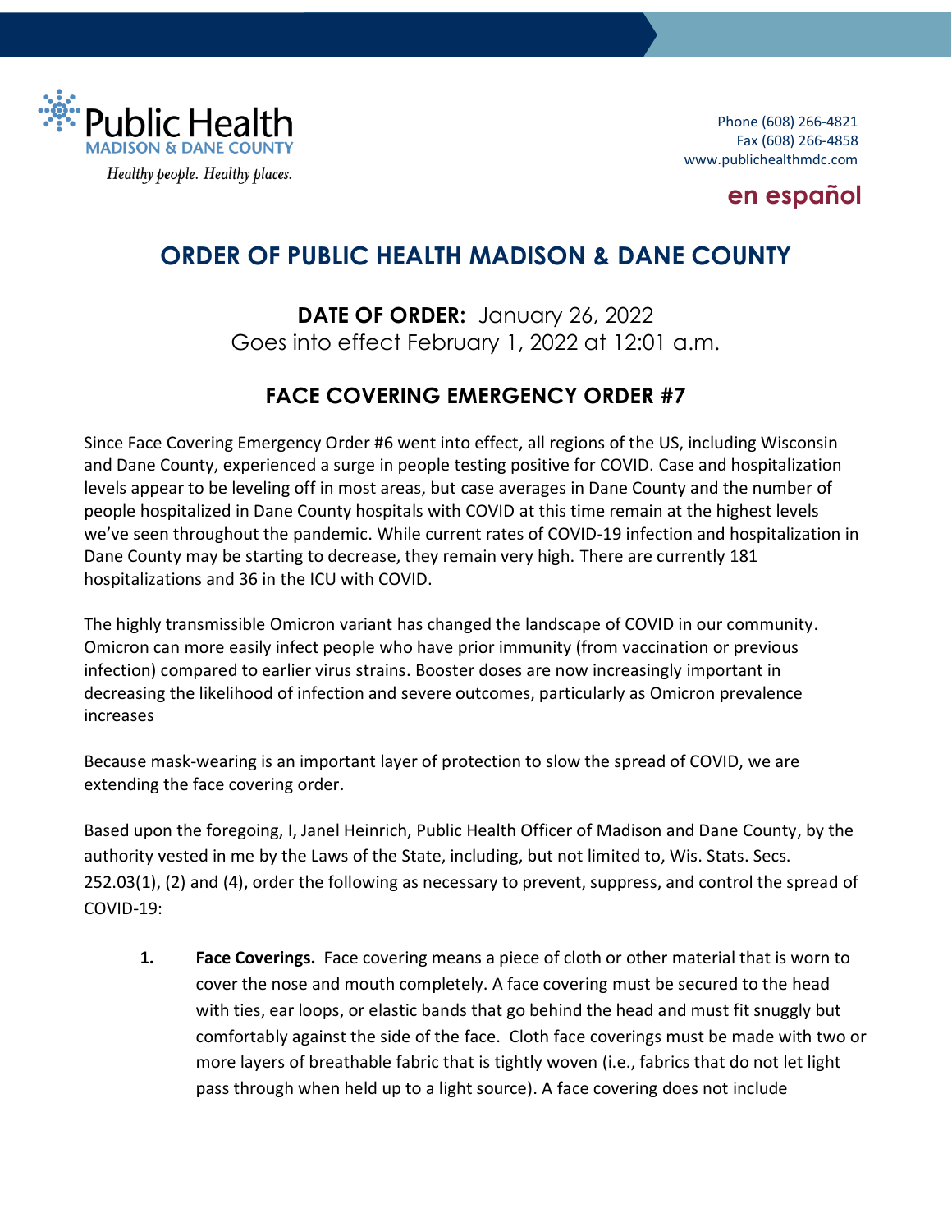Public Health
MADISON & DANE COUNTY
*Healthy people. Healthy places.*

Phone (608) 266-4821
Fax (608) 266-4858
www.publichealthmdc.com

**en español**

# ORDER OF PUBLIC HEALTH MADISON & DANE COUNTY

**DATE OF ORDER:** January 26, 2022
Goes into effect February 1, 2022 at 12:01 a.m.

## FACE COVERING EMERGENCY ORDER #7

Since Face Covering Emergency Order #6 went into effect, all regions of the US, including Wisconsin and Dane County, experienced a surge in people testing positive for COVID. Case and hospitalization levels appear to be leveling off in most areas, but case averages in Dane County and the number of people hospitalized in Dane County hospitals with COVID at this time remain at the highest levels we've seen throughout the pandemic. While current rates of COVID-19 infection and hospitalization in Dane County may be starting to decrease, they remain very high. There are currently 181 hospitalizations and 36 in the ICU with COVID.

The highly transmissible Omicron variant has changed the landscape of COVID in our community. Omicron can more easily infect people who have prior immunity (from vaccination or previous infection) compared to earlier virus strains. Booster doses are now increasingly important in decreasing the likelihood of infection and severe outcomes, particularly as Omicron prevalence increases

Because mask-wearing is an important layer of protection to slow the spread of COVID, we are extending the face covering order.

Based upon the foregoing, I, Janel Heinrich, Public Health Officer of Madison and Dane County, by the authority vested in me by the Laws of the State, including, but not limited to, Wis. Stats. Secs. 252.03(1), (2) and (4), order the following as necessary to prevent, suppress, and control the spread of COVID-19:

1. **Face Coverings.** Face covering means a piece of cloth or other material that is worn to cover the nose and mouth completely. A face covering must be secured to the head with ties, ear loops, or elastic bands that go behind the head and must fit snuggly but comfortably against the side of the face. Cloth face coverings must be made with two or more layers of breathable fabric that is tightly woven (i.e., fabrics that do not let light pass through when held up to a light source). A face covering does not include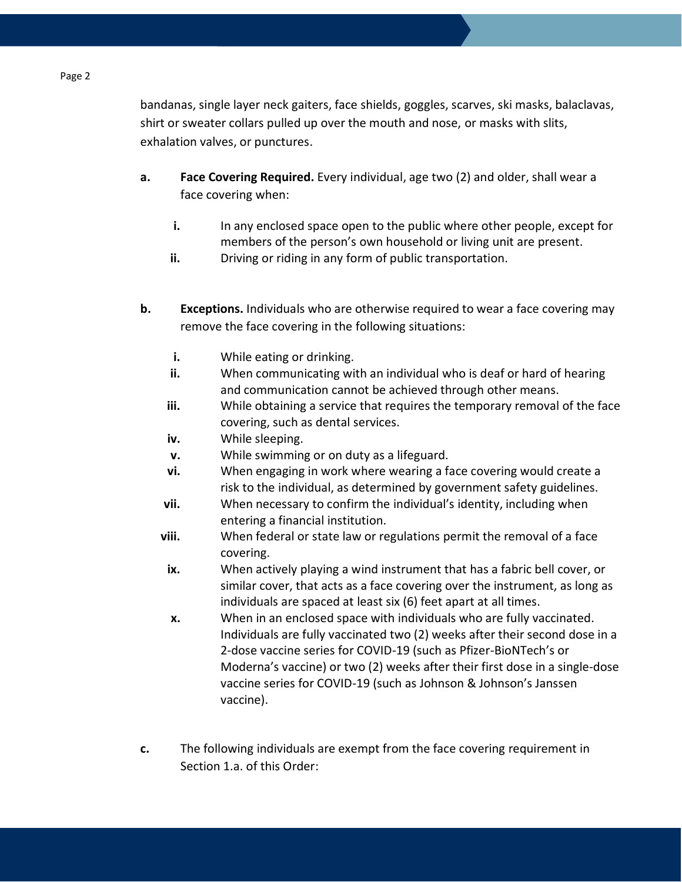bandanas, single layer neck gaiters, face shields, goggles, scarves, ski masks, balaclavas, shirt or sweater collars pulled up over the mouth and nose, or masks with slits, exhalation valves, or punctures.

**a.** **Face Covering Required.** Every individual, age two (2) and older, shall wear a face covering when:

- **i.** In any enclosed space open to the public where other people, except for members of the person's own household or living unit are present.
- **ii.** Driving or riding in any form of public transportation.

**b.** **Exceptions.** Individuals who are otherwise required to wear a face covering may remove the face covering in the following situations:

- **i.** While eating or drinking.
- **ii.** When communicating with an individual who is deaf or hard of hearing and communication cannot be achieved through other means.
- **iii.** While obtaining a service that requires the temporary removal of the face covering, such as dental services.
- **iv.** While sleeping.
- **v.** While swimming or on duty as a lifeguard.
- **vi.** When engaging in work where wearing a face covering would create a risk to the individual, as determined by government safety guidelines.
- **vii.** When necessary to confirm the individual's identity, including when entering a financial institution.
- **viii.** When federal or state law or regulations permit the removal of a face covering.
- **ix.** When actively playing a wind instrument that has a fabric bell cover, or similar cover, that acts as a face covering over the instrument, as long as individuals are spaced at least six (6) feet apart at all times.
- **x.** When in an enclosed space with individuals who are fully vaccinated. Individuals are fully vaccinated two (2) weeks after their second dose in a 2-dose vaccine series for COVID-19 (such as Pfizer-BioNTech's or Moderna's vaccine) or two (2) weeks after their first dose in a single-dose vaccine series for COVID-19 (such as Johnson & Johnson's Janssen vaccine).

**c.** The following individuals are exempt from the face covering requirement in Section 1.a. of this Order: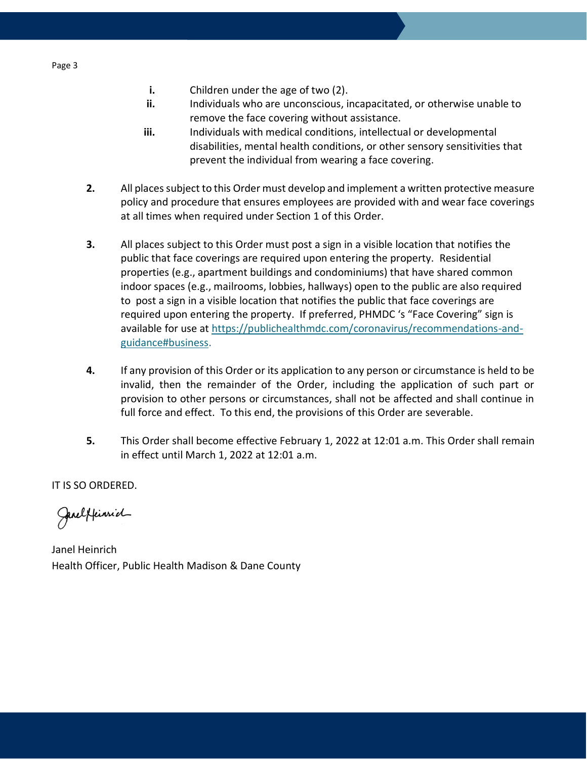i. Children under the age of two (2).

ii. Individuals who are unconscious, incapacitated, or otherwise unable to remove the face covering without assistance.

iii. Individuals with medical conditions, intellectual or developmental disabilities, mental health conditions, or other sensory sensitivities that prevent the individual from wearing a face covering.

**2.** All places subject to this Order must develop and implement a written protective measure policy and procedure that ensures employees are provided with and wear face coverings at all times when required under Section 1 of this Order.

**3.** All places subject to this Order must post a sign in a visible location that notifies the public that face coverings are required upon entering the property. Residential properties (e.g., apartment buildings and condominiums) that have shared common indoor spaces (e.g., mailrooms, lobbies, hallways) open to the public are also required to post a sign in a visible location that notifies the public that face coverings are required upon entering the property. If preferred, PHMDC 's "Face Covering" sign is available for use at https://publichealthmdc.com/coronavirus/recommendations-and-guidance#business.

**4.** If any provision of this Order or its application to any person or circumstance is held to be invalid, then the remainder of the Order, including the application of such part or provision to other persons or circumstances, shall not be affected and shall continue in full force and effect. To this end, the provisions of this Order are severable.

**5.** This Order shall become effective February 1, 2022 at 12:01 a.m. This Order shall remain in effect until March 1, 2022 at 12:01 a.m.

IT IS SO ORDERED.

Janel Heinrich
Health Officer, Public Health Madison & Dane County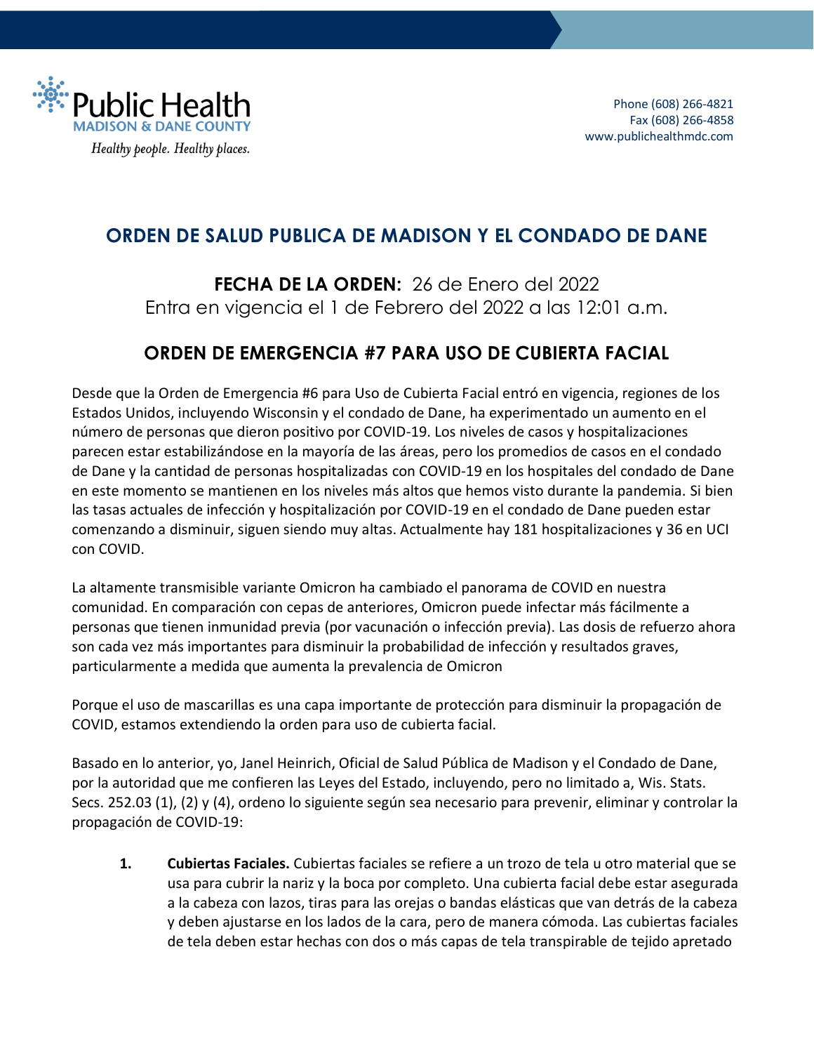Public Health
MADISON & DANE COUNTY
*Healthy people. Healthy places.*

Phone (608) 266-4821
Fax (608) 266-4858
www.publichealthmdc.com

## ORDEN DE SALUD PUBLICA DE MADISON Y EL CONDADO DE DANE

**FECHA DE LA ORDEN:** 26 de Enero del 2022
Entra en vigencia el 1 de Febrero del 2022 a las 12:01 a.m.

## ORDEN DE EMERGENCIA #7 PARA USO DE CUBIERTA FACIAL

Desde que la Orden de Emergencia #6 para Uso de Cubierta Facial entró en vigencia, regiones de los Estados Unidos, incluyendo Wisconsin y el condado de Dane, ha experimentado un aumento en el número de personas que dieron positivo por COVID-19. Los niveles de casos y hospitalizaciones parecen estar estabilizándose en la mayoría de las áreas, pero los promedios de casos en el condado de Dane y la cantidad de personas hospitalizadas con COVID-19 en los hospitales del condado de Dane en este momento se mantienen en los niveles más altos que hemos visto durante la pandemia. Si bien las tasas actuales de infección y hospitalización por COVID-19 en el condado de Dane pueden estar comenzando a disminuir, siguen siendo muy altas. Actualmente hay 181 hospitalizaciones y 36 en UCI con COVID.

La altamente transmisible variante Omicron ha cambiado el panorama de COVID en nuestra comunidad. En comparación con cepas de anteriores, Omicron puede infectar más fácilmente a personas que tienen inmunidad previa (por vacunación o infección previa). Las dosis de refuerzo ahora son cada vez más importantes para disminuir la probabilidad de infección y resultados graves, particularmente a medida que aumenta la prevalencia de Omicron

Porque el uso de mascarillas es una capa importante de protección para disminuir la propagación de COVID, estamos extendiendo la orden para uso de cubierta facial.

Basado en lo anterior, yo, Janel Heinrich, Oficial de Salud Pública de Madison y el Condado de Dane, por la autoridad que me confieren las Leyes del Estado, incluyendo, pero no limitado a, Wis. Stats. Secs. 252.03 (1), (2) y (4), ordeno lo siguiente según sea necesario para prevenir, eliminar y controlar la propagación de COVID-19:

1. **Cubiertas Faciales.** Cubiertas faciales se refiere a un trozo de tela u otro material que se usa para cubrir la nariz y la boca por completo. Una cubierta facial debe estar asegurada a la cabeza con lazos, tiras para las orejas o bandas elásticas que van detrás de la cabeza y deben ajustarse en los lados de la cara, pero de manera cómoda. Las cubiertas faciales de tela deben estar hechas con dos o más capas de tela transpirable de tejido apretado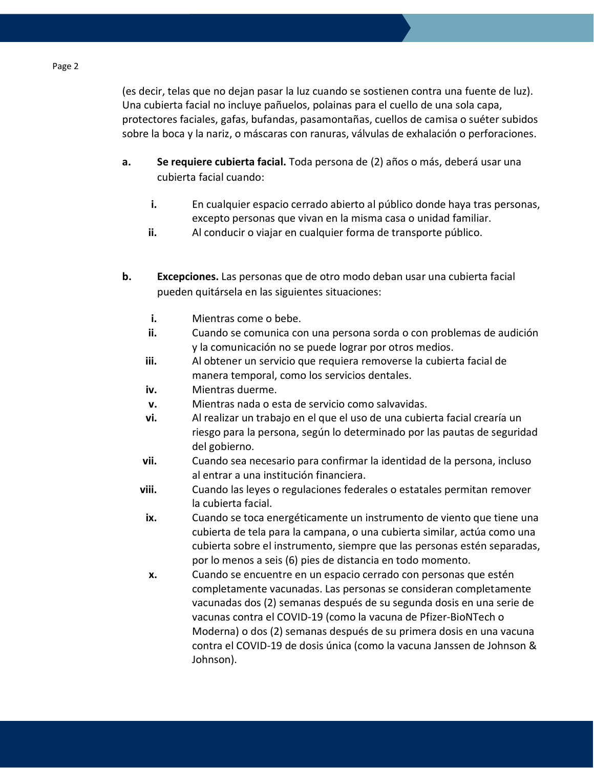(es decir, telas que no dejan pasar la luz cuando se sostienen contra una fuente de luz). Una cubierta facial no incluye pañuelos, polainas para el cuello de una sola capa, protectores faciales, gafas, bufandas, pasamontañas, cuellos de camisa o suéter subidos sobre la boca y la nariz, o máscaras con ranuras, válvulas de exhalación o perforaciones.

a. **Se requiere cubierta facial.** Toda persona de (2) años o más, deberá usar una cubierta facial cuando:

   i. En cualquier espacio cerrado abierto al público donde haya tras personas, excepto personas que vivan en la misma casa o unidad familiar.
   
   ii. Al conducir o viajar en cualquier forma de transporte público.

b. **Excepciones.** Las personas que de otro modo deban usar una cubierta facial pueden quitársela en las siguientes situaciones:

   i. Mientras come o bebe.
   
   ii. Cuando se comunica con una persona sorda o con problemas de audición y la comunicación no se puede lograr por otros medios.
   
   iii. Al obtener un servicio que requiera removerse la cubierta facial de manera temporal, como los servicios dentales.
   
   iv. Mientras duerme.
   
   v. Mientras nada o esta de servicio como salvavidas.
   
   vi. Al realizar un trabajo en el que el uso de una cubierta facial crearía un riesgo para la persona, según lo determinado por las pautas de seguridad del gobierno.
   
   vii. Cuando sea necesario para confirmar la identidad de la persona, incluso al entrar a una institución financiera.
   
   viii. Cuando las leyes o regulaciones federales o estatales permitan remover la cubierta facial.
   
   ix. Cuando se toca energéticamente un instrumento de viento que tiene una cubierta de tela para la campana, o una cubierta similar, actúa como una cubierta sobre el instrumento, siempre que las personas estén separadas, por lo menos a seis (6) pies de distancia en todo momento.
   
   x. Cuando se encuentre en un espacio cerrado con personas que estén completamente vacunadas. Las personas se consideran completamente vacunadas dos (2) semanas después de su segunda dosis en una serie de vacunas contra el COVID-19 (como la vacuna de Pfizer-BioNTech o Moderna) o dos (2) semanas después de su primera dosis en una vacuna contra el COVID-19 de dosis única (como la vacuna Janssen de Johnson & Johnson).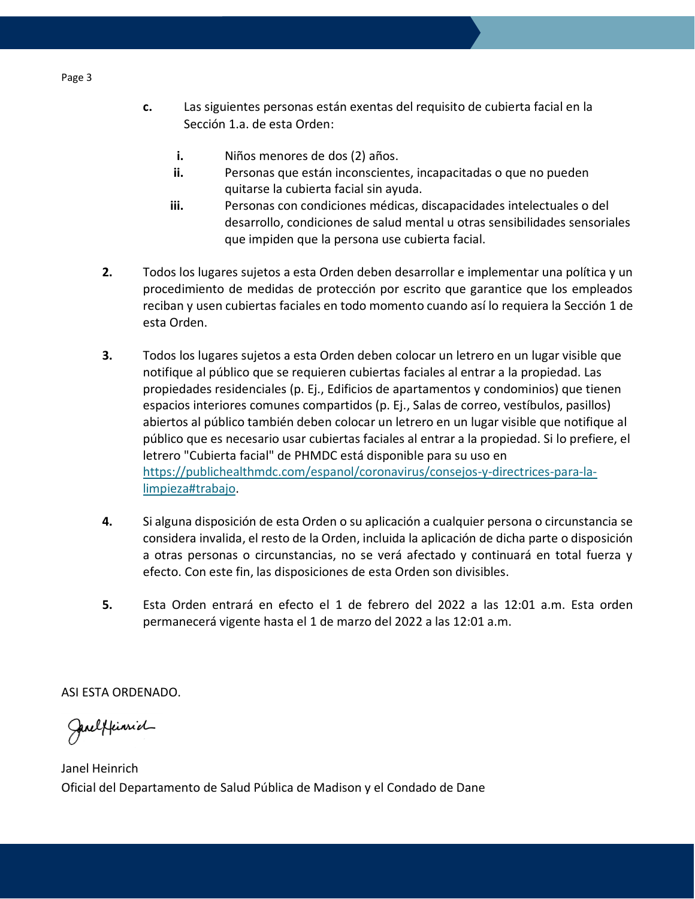c. Las siguientes personas están exentas del requisito de cubierta facial en la Sección 1.a. de esta Orden:

   i. Niños menores de dos (2) años.
   ii. Personas que están inconscientes, incapacitadas o que no pueden quitarse la cubierta facial sin ayuda.
   iii. Personas con condiciones médicas, discapacidades intelectuales o del desarrollo, condiciones de salud mental u otras sensibilidades sensoriales que impiden que la persona use cubierta facial.

2. Todos los lugares sujetos a esta Orden deben desarrollar e implementar una política y un procedimiento de medidas de protección por escrito que garantice que los empleados reciban y usen cubiertas faciales en todo momento cuando así lo requiera la Sección 1 de esta Orden.

3. Todos los lugares sujetos a esta Orden deben colocar un letrero en un lugar visible que notifique al público que se requieren cubiertas faciales al entrar a la propiedad. Las propiedades residenciales (p. Ej., Edificios de apartamentos y condominios) que tienen espacios interiores comunes compartidos (p. Ej., Salas de correo, vestíbulos, pasillos) abiertos al público también deben colocar un letrero en un lugar visible que notifique al público que es necesario usar cubiertas faciales al entrar a la propiedad. Si lo prefiere, el letrero "Cubierta facial" de PHMDC está disponible para su uso en https://publichealthmdc.com/espanol/coronavirus/consejos-y-directrices-para-la-limpieza#trabajo.

4. Si alguna disposición de esta Orden o su aplicación a cualquier persona o circunstancia se considera invalida, el resto de la Orden, incluida la aplicación de dicha parte o disposición a otras personas o circunstancias, no se verá afectado y continuará en total fuerza y efecto. Con este fin, las disposiciones de esta Orden son divisibles.

5. Esta Orden entrará en efecto el 1 de febrero del 2022 a las 12:01 a.m. Esta orden permanecerá vigente hasta el 1 de marzo del 2022 a las 12:01 a.m.

ASI ESTA ORDENADO.

Janel Heinrich
Oficial del Departamento de Salud Pública de Madison y el Condado de Dane